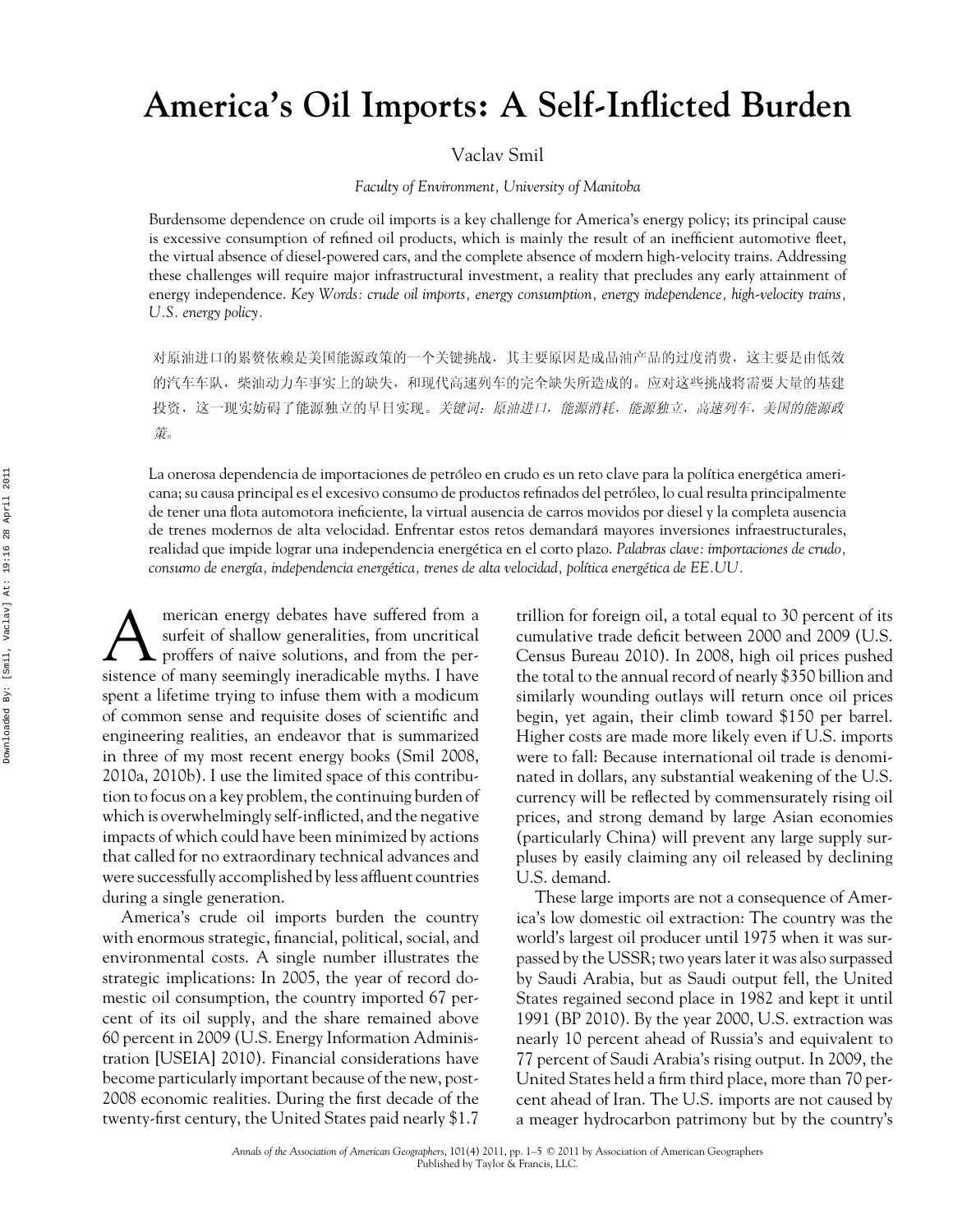# America's Oil Imports: A Self-Inflicted Burden

Vaclav Smil

*Faculty of Environment, University of Manitoba*

Burdensome dependence on crude oil imports is a key challenge for America's energy policy; its principal cause is excessive consumption of refined oil products, which is mainly the result of an inefficient automotive fleet, the virtual absence of diesel-powered cars, and the complete absence of modern high-velocity trains. Addressing these challenges will require major infrastructural investment, a reality that precludes any early attainment of energy independence. *Key Words: crude oil imports, energy consumption, energy independence, high-velocity trains, U.S. energy policy.*

对原油进口的累赘依赖是美国能源政策的一个关键挑战，其主要原因是成品油产品的过度消费，这主要是由低效的汽车车队，柴油动力车事实上的缺失，和现代高速列车的完全缺失所造成的。应对这些挑战将需要大量的基建投资，这一现实妨碍了能源独立的早日实现。*关键词：原油进口，能源消耗，能源独立，高速列车，美国的能源政策。*

La onerosa dependencia de importaciones de petróleo en crudo es un reto clave para la política energética americana; su causa principal es el excesivo consumo de productos refinados del petróleo, lo cual resulta principalmente de tener una flota automotora ineficiente, la virtual ausencia de carros movidos por diesel y la completa ausencia de trenes modernos de alta velocidad. Enfrentar estos retos demandará mayores inversiones infraestructurales, realidad que impide lograr una independencia energética en el corto plazo. *Palabras clave: importaciones de crudo, consumo de energía, independencia energética, trenes de alta velocidad, política energética de EE.UU.*

American energy debates have suffered from a surfeit of shallow generalities, from uncritical proffers of naive solutions, and from the persistence of many seemingly ineradicable myths. I have spent a lifetime trying to infuse them with a modicum of common sense and requisite doses of scientific and engineering realities, an endeavor that is summarized in three of my most recent energy books (Smil 2008, 2010a, 2010b). I use the limited space of this contribution to focus on a key problem, the continuing burden of which is overwhelmingly self-inflicted, and the negative impacts of which could have been minimized by actions that called for no extraordinary technical advances and were successfully accomplished by less affluent countries during a single generation.

America's crude oil imports burden the country with enormous strategic, financial, political, social, and environmental costs. A single number illustrates the strategic implications: In 2005, the year of record domestic oil consumption, the country imported 67 percent of its oil supply, and the share remained above 60 percent in 2009 (U.S. Energy Information Administration [USEIA] 2010). Financial considerations have become particularly important because of the new, post-2008 economic realities. During the first decade of the twenty-first century, the United States paid nearly $1.7 trillion for foreign oil, a total equal to 30 percent of its cumulative trade deficit between 2000 and 2009 (U.S. Census Bureau 2010). In 2008, high oil prices pushed the total to the annual record of nearly $350 billion and similarly wounding outlays will return once oil prices begin, yet again, their climb toward $150 per barrel. Higher costs are made more likely even if U.S. imports were to fall: Because international oil trade is denominated in dollars, any substantial weakening of the U.S. currency will be reflected by commensurately rising oil prices, and strong demand by large Asian economies (particularly China) will prevent any large supply surpluses by easily claiming any oil released by declining U.S. demand.

These large imports are not a consequence of America's low domestic oil extraction: The country was the world's largest oil producer until 1975 when it was surpassed by the USSR; two years later it was also surpassed by Saudi Arabia, but as Saudi output fell, the United States regained second place in 1982 and kept it until 1991 (BP 2010). By the year 2000, U.S. extraction was nearly 10 percent ahead of Russia's and equivalent to 77 percent of Saudi Arabia's rising output. In 2009, the United States held a firm third place, more than 70 percent ahead of Iran. The U.S. imports are not caused by a meager hydrocarbon patrimony but by the country's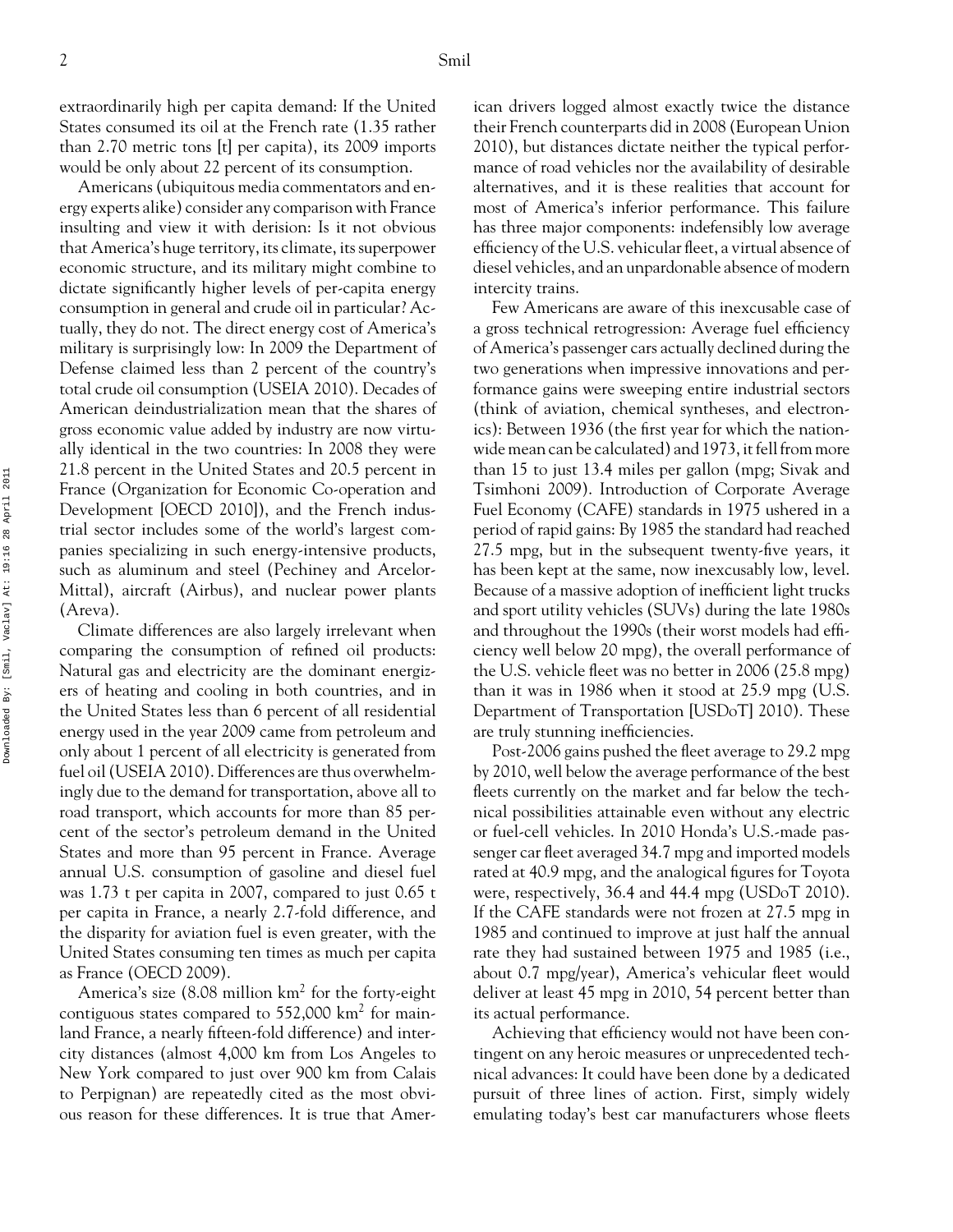extraordinarily high per capita demand: If the United States consumed its oil at the French rate (1.35 rather than 2.70 metric tons [t] per capita), its 2009 imports would be only about 22 percent of its consumption.

Americans (ubiquitous media commentators and energy experts alike) consider any comparison with France insulting and view it with derision: Is it not obvious that America's huge territory, its climate, its superpower economic structure, and its military might combine to dictate significantly higher levels of per-capita energy consumption in general and crude oil in particular? Actually, they do not. The direct energy cost of America's military is surprisingly low: In 2009 the Department of Defense claimed less than 2 percent of the country's total crude oil consumption (USEIA 2010). Decades of American deindustrialization mean that the shares of gross economic value added by industry are now virtually identical in the two countries: In 2008 they were 21.8 percent in the United States and 20.5 percent in France (Organization for Economic Co-operation and Development [OECD 2010]), and the French industrial sector includes some of the world's largest companies specializing in such energy-intensive products, such as aluminum and steel (Pechiney and Arcelor-Mittal), aircraft (Airbus), and nuclear power plants (Areva).

Climate differences are also largely irrelevant when comparing the consumption of refined oil products: Natural gas and electricity are the dominant energizers of heating and cooling in both countries, and in the United States less than 6 percent of all residential energy used in the year 2009 came from petroleum and only about 1 percent of all electricity is generated from fuel oil (USEIA 2010). Differences are thus overwhelmingly due to the demand for transportation, above all to road transport, which accounts for more than 85 percent of the sector's petroleum demand in the United States and more than 95 percent in France. Average annual U.S. consumption of gasoline and diesel fuel was 1.73 t per capita in 2007, compared to just 0.65 t per capita in France, a nearly 2.7-fold difference, and the disparity for aviation fuel is even greater, with the United States consuming ten times as much per capita as France (OECD 2009).

America's size (8.08 million km$^2$ for the forty-eight contiguous states compared to 552,000 km$^2$ for mainland France, a nearly fifteen-fold difference) and intercity distances (almost 4,000 km from Los Angeles to New York compared to just over 900 km from Calais to Perpignan) are repeatedly cited as the most obvious reason for these differences. It is true that American drivers logged almost exactly twice the distance their French counterparts did in 2008 (European Union 2010), but distances dictate neither the typical performance of road vehicles nor the availability of desirable alternatives, and it is these realities that account for most of America's inferior performance. This failure has three major components: indefensibly low average efficiency of the U.S. vehicular fleet, a virtual absence of diesel vehicles, and an unpardonable absence of modern intercity trains.

Few Americans are aware of this inexcusable case of a gross technical retrogression: Average fuel efficiency of America's passenger cars actually declined during the two generations when impressive innovations and performance gains were sweeping entire industrial sectors (think of aviation, chemical syntheses, and electronics): Between 1936 (the first year for which the nationwide mean can be calculated) and 1973, it fell from more than 15 to just 13.4 miles per gallon (mpg; Sivak and Tsimhoni 2009). Introduction of Corporate Average Fuel Economy (CAFE) standards in 1975 ushered in a period of rapid gains: By 1985 the standard had reached 27.5 mpg, but in the subsequent twenty-five years, it has been kept at the same, now inexcusably low, level. Because of a massive adoption of inefficient light trucks and sport utility vehicles (SUVs) during the late 1980s and throughout the 1990s (their worst models had efficiency well below 20 mpg), the overall performance of the U.S. vehicle fleet was no better in 2006 (25.8 mpg) than it was in 1986 when it stood at 25.9 mpg (U.S. Department of Transportation [USDoT] 2010). These are truly stunning inefficiencies.

Post-2006 gains pushed the fleet average to 29.2 mpg by 2010, well below the average performance of the best fleets currently on the market and far below the technical possibilities attainable even without any electric or fuel-cell vehicles. In 2010 Honda's U.S.-made passenger car fleet averaged 34.7 mpg and imported models rated at 40.9 mpg, and the analogical figures for Toyota were, respectively, 36.4 and 44.4 mpg (USDoT 2010). If the CAFE standards were not frozen at 27.5 mpg in 1985 and continued to improve at just half the annual rate they had sustained between 1975 and 1985 (i.e., about 0.7 mpg/year), America's vehicular fleet would deliver at least 45 mpg in 2010, 54 percent better than its actual performance.

Achieving that efficiency would not have been contingent on any heroic measures or unprecedented technical advances: It could have been done by a dedicated pursuit of three lines of action. First, simply widely emulating today's best car manufacturers whose fleets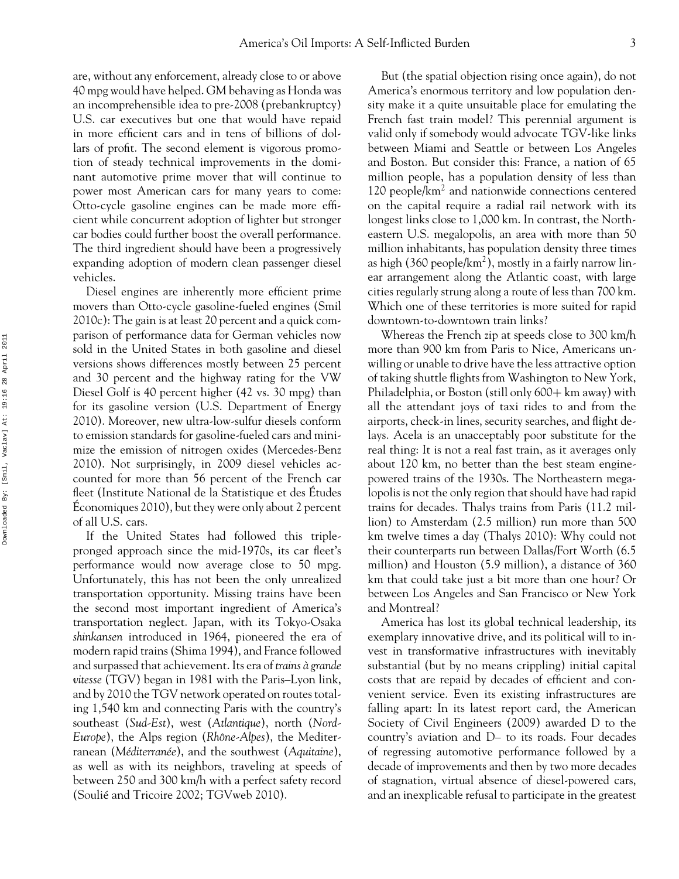are, without any enforcement, already close to or above 40 mpg would have helped. GM behaving as Honda was an incomprehensible idea to pre-2008 (prebankruptcy) U.S. car executives but one that would have repaid in more efficient cars and in tens of billions of dollars of profit. The second element is vigorous promotion of steady technical improvements in the dominant automotive prime mover that will continue to power most American cars for many years to come: Otto-cycle gasoline engines can be made more efficient while concurrent adoption of lighter but stronger car bodies could further boost the overall performance. The third ingredient should have been a progressively expanding adoption of modern clean passenger diesel vehicles.

Diesel engines are inherently more efficient prime movers than Otto-cycle gasoline-fueled engines (Smil 2010c): The gain is at least 20 percent and a quick comparison of performance data for German vehicles now sold in the United States in both gasoline and diesel versions shows differences mostly between 25 percent and 30 percent and the highway rating for the VW Diesel Golf is 40 percent higher (42 vs. 30 mpg) than for its gasoline version (U.S. Department of Energy 2010). Moreover, new ultra-low-sulfur diesels conform to emission standards for gasoline-fueled cars and minimize the emission of nitrogen oxides (Mercedes-Benz 2010). Not surprisingly, in 2009 diesel vehicles accounted for more than 56 percent of the French car fleet (Institute National de la Statistique et des Études Économiques 2010), but they were only about 2 percent of all U.S. cars.

If the United States had followed this triple-pronged approach since the mid-1970s, its car fleet's performance would now average close to 50 mpg. Unfortunately, this has not been the only unrealized transportation opportunity. Missing trains have been the second most important ingredient of America's transportation neglect. Japan, with its Tokyo-Osaka *shinkansen* introduced in 1964, pioneered the era of modern rapid trains (Shima 1994), and France followed and surpassed that achievement. Its era of *trains à grande vitesse* (TGV) began in 1981 with the Paris–Lyon link, and by 2010 the TGV network operated on routes totaling 1,540 km and connecting Paris with the country's southeast (*Sud-Est*), west (*Atlantique*), north (*Nord-Europe*), the Alps region (*Rhône-Alpes*), the Mediterranean (*Méditerranée*), and the southwest (*Aquitaine*), as well as with its neighbors, traveling at speeds of between 250 and 300 km/h with a perfect safety record (Soulié and Tricoire 2002; TGVweb 2010).

But (the spatial objection rising once again), do not America's enormous territory and low population density make it a quite unsuitable place for emulating the French fast train model? This perennial argument is valid only if somebody would advocate TGV-like links between Miami and Seattle or between Los Angeles and Boston. But consider this: France, a nation of 65 million people, has a population density of less than 120 people/km$^2$ and nationwide connections centered on the capital require a radial rail network with its longest links close to 1,000 km. In contrast, the Northeastern U.S. megalopolis, an area with more than 50 million inhabitants, has population density three times as high (360 people/km$^2$), mostly in a fairly narrow linear arrangement along the Atlantic coast, with large cities regularly strung along a route of less than 700 km. Which one of these territories is more suited for rapid downtown-to-downtown train links?

Whereas the French zip at speeds close to 300 km/h more than 900 km from Paris to Nice, Americans unwilling or unable to drive have the less attractive option of taking shuttle flights from Washington to New York, Philadelphia, or Boston (still only 600+ km away) with all the attendant joys of taxi rides to and from the airports, check-in lines, security searches, and flight delays. Acela is an unacceptably poor substitute for the real thing: It is not a real fast train, as it averages only about 120 km, no better than the best steam engine-powered trains of the 1930s. The Northeastern megalopolis is not the only region that should have had rapid trains for decades. Thalys trains from Paris (11.2 million) to Amsterdam (2.5 million) run more than 500 km twelve times a day (Thalys 2010): Why could not their counterparts run between Dallas/Fort Worth (6.5 million) and Houston (5.9 million), a distance of 360 km that could take just a bit more than one hour? Or between Los Angeles and San Francisco or New York and Montreal?

America has lost its global technical leadership, its exemplary innovative drive, and its political will to invest in transformative infrastructures with inevitably substantial (but by no means crippling) initial capital costs that are repaid by decades of efficient and convenient service. Even its existing infrastructures are falling apart: In its latest report card, the American Society of Civil Engineers (2009) awarded D to the country's aviation and D– to its roads. Four decades of regressing automotive performance followed by a decade of improvements and then by two more decades of stagnation, virtual absence of diesel-powered cars, and an inexplicable refusal to participate in the greatest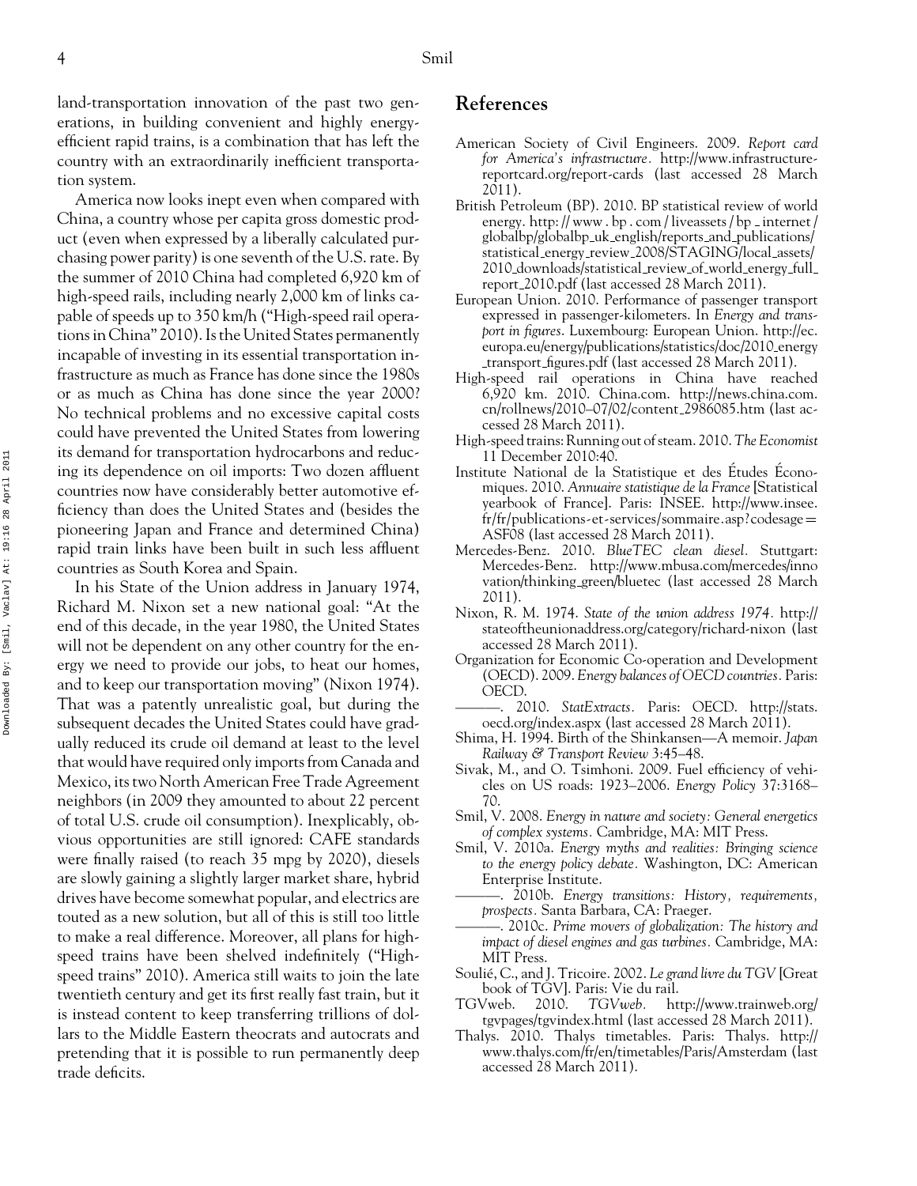land-transportation innovation of the past two generations, in building convenient and highly energy-efficient rapid trains, is a combination that has left the country with an extraordinarily inefficient transportation system.

America now looks inept even when compared with China, a country whose per capita gross domestic product (even when expressed by a liberally calculated purchasing power parity) is one seventh of the U.S. rate. By the summer of 2010 China had completed 6,920 km of high-speed rails, including nearly 2,000 km of links capable of speeds up to 350 km/h ("High-speed rail operations in China" 2010). Is the United States permanently incapable of investing in its essential transportation infrastructure as much as France has done since the 1980s or as much as China has done since the year 2000? No technical problems and no excessive capital costs could have prevented the United States from lowering its demand for transportation hydrocarbons and reducing its dependence on oil imports: Two dozen affluent countries now have considerably better automotive efficiency than does the United States and (besides the pioneering Japan and France and determined China) rapid train links have been built in such less affluent countries as South Korea and Spain.

In his State of the Union address in January 1974, Richard M. Nixon set a new national goal: "At the end of this decade, in the year 1980, the United States will not be dependent on any other country for the energy we need to provide our jobs, to heat our homes, and to keep our transportation moving" (Nixon 1974). That was a patently unrealistic goal, but during the subsequent decades the United States could have gradually reduced its crude oil demand at least to the level that would have required only imports from Canada and Mexico, its two North American Free Trade Agreement neighbors (in 2009 they amounted to about 22 percent of total U.S. crude oil consumption). Inexplicably, obvious opportunities are still ignored: CAFE standards were finally raised (to reach 35 mpg by 2020), diesels are slowly gaining a slightly larger market share, hybrid drives have become somewhat popular, and electrics are touted as a new solution, but all of this is still too little to make a real difference. Moreover, all plans for high-speed trains have been shelved indefinitely ("High-speed trains" 2010). America still waits to join the late twentieth century and get its first really fast train, but it is instead content to keep transferring trillions of dollars to the Middle Eastern theocrats and autocrats and pretending that it is possible to run permanently deep trade deficits.

## References

American Society of Civil Engineers. 2009. *Report card for America's infrastructure*. http://www.infrastructurereportcard.org/report-cards (last accessed 28 March 2011).

British Petroleum (BP). 2010. BP statistical review of world energy. http://www.bp.com/liveassets/bp_internet/globalbp/globalbp_uk_english/reports_and_publications/statistical_energy_review_2008/STAGING/local_assets/2010_downloads/statistical_review_of_world_energy_full_report_2010.pdf (last accessed 28 March 2011).

European Union. 2010. Performance of passenger transport expressed in passenger-kilometers. In *Energy and transport in figures*. Luxembourg: European Union. http://ec.europa.eu/energy/publications/statistics/doc/2010_energy_transport_figures.pdf (last accessed 28 March 2011).

High-speed rail operations in China have reached 6,920 km. 2010. China.com. http://news.china.com.cn/rollnews/2010–07/02/content_2986085.htm (last accessed 28 March 2011).

High-speed trains: Running out of steam. 2010. *The Economist* 11 December 2010:40.

Institute National de la Statistique et des Études Économiques. 2010. *Annuaire statistique de la France* [Statistical yearbook of France]. Paris: INSEE. http://www.insee.fr/fr/publications-et-services/sommaire.asp?codesage=ASF08 (last accessed 28 March 2011).

Mercedes-Benz. 2010. *BlueTEC clean diesel*. Stuttgart: Mercedes-Benz. http://www.mbusa.com/mercedes/innovation/thinking_green/bluetec (last accessed 28 March 2011).

Nixon, R. M. 1974. *State of the union address 1974*. http://stateoftheunionaddress.org/category/richard-nixon (last accessed 28 March 2011).

Organization for Economic Co-operation and Development (OECD). 2009. *Energy balances of OECD countries*. Paris: OECD.

———. 2010. *StatExtracts*. Paris: OECD. http://stats.oecd.org/index.aspx (last accessed 28 March 2011).

Shima, H. 1994. Birth of the Shinkansen—A memoir. *Japan Railway & Transport Review* 3:45–48.

Sivak, M., and O. Tsimhoni. 2009. Fuel efficiency of vehicles on US roads: 1923–2006. *Energy Policy* 37:3168–70.

Smil, V. 2008. *Energy in nature and society: General energetics of complex systems*. Cambridge, MA: MIT Press.

Smil, V. 2010a. *Energy myths and realities: Bringing science to the energy policy debate*. Washington, DC: American Enterprise Institute.

———. 2010b. *Energy transitions: History, requirements, prospects*. Santa Barbara, CA: Praeger.

———. 2010c. *Prime movers of globalization: The history and impact of diesel engines and gas turbines*. Cambridge, MA: MIT Press.

Soulié, C., and J. Tricoire. 2002. *Le grand livre du TGV* [Great book of TGV]. Paris: Vie du rail.

TGVweb. 2010. *TGVweb*. http://www.trainweb.org/tgvpages/tgvindex.html (last accessed 28 March 2011).

Thalys. 2010. Thalys timetables. Paris: Thalys. http://www.thalys.com/fr/en/timetables/Paris/Amsterdam (last accessed 28 March 2011).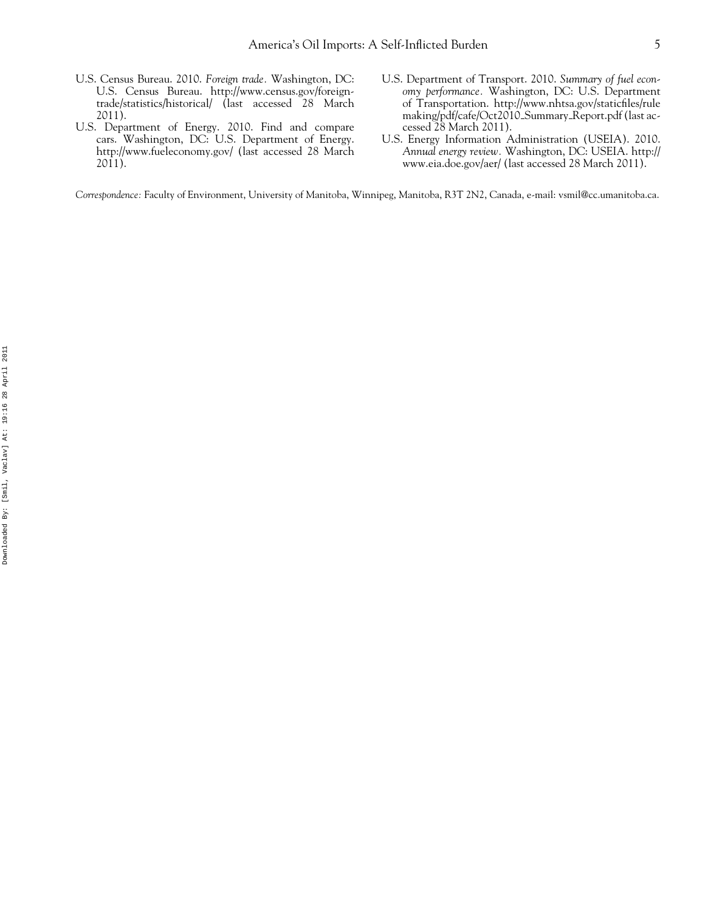U.S. Census Bureau. 2010. *Foreign trade*. Washington, DC: U.S. Census Bureau. http://www.census.gov/foreign-trade/statistics/historical/ (last accessed 28 March 2011).

U.S. Department of Energy. 2010. Find and compare cars. Washington, DC: U.S. Department of Energy. http://www.fueleconomy.gov/ (last accessed 28 March 2011).

U.S. Department of Transport. 2010. *Summary of fuel economy performance*. Washington, DC: U.S. Department of Transportation. http://www.nhtsa.gov/staticfiles/rulemaking/pdf/cafe/Oct2010_Summary_Report.pdf (last accessed 28 March 2011).

U.S. Energy Information Administration (USEIA). 2010. *Annual energy review*. Washington, DC: USEIA. http://www.eia.doe.gov/aer/ (last accessed 28 March 2011).

*Correspondence:* Faculty of Environment, University of Manitoba, Winnipeg, Manitoba, R3T 2N2, Canada, e-mail: vsmil@cc.umanitoba.ca.